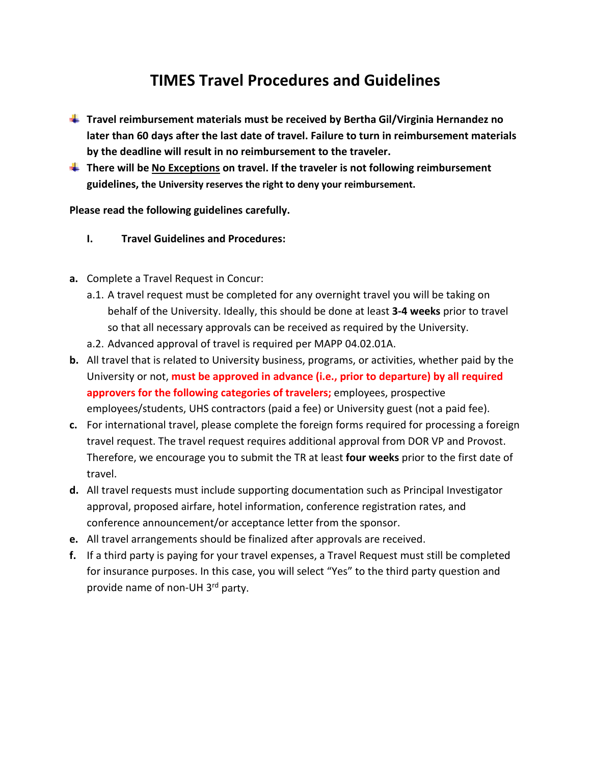# TIMES Travel Procedures and Guidelines

- **Travel reimbursement materials must be received by Bertha Gil/Virginia Hernandez no later than 60 days after the last date of travel. Failure to turn in reimbursement materials by the deadline will result in no reimbursement to the traveler.**
- **There will be No Exceptions on travel. If the traveler is not following reimbursement guidelines, the University reserves the right to deny your reimbursement.**

**Please read the following guidelines carefully.**

## I. Travel Guidelines and Procedures:

**a.** Complete a Travel Request in Concur:

   a.1. A travel request must be completed for any overnight travel you will be taking on behalf of the University. Ideally, this should be done at least **3-4 weeks** prior to travel so that all necessary approvals can be received as required by the University.

   a.2. Advanced approval of travel is required per MAPP 04.02.01A.

**b.** All travel that is related to University business, programs, or activities, whether paid by the University or not, **must be approved in advance (i.e., prior to departure) by all required approvers for the following categories of travelers;** employees, prospective employees/students, UHS contractors (paid a fee) or University guest (not a paid fee).

**c.** For international travel, please complete the foreign forms required for processing a foreign travel request. The travel request requires additional approval from DOR VP and Provost. Therefore, we encourage you to submit the TR at least **four weeks** prior to the first date of travel.

**d.** All travel requests must include supporting documentation such as Principal Investigator approval, proposed airfare, hotel information, conference registration rates, and conference announcement/or acceptance letter from the sponsor.

**e.** All travel arrangements should be finalized after approvals are received.

**f.** If a third party is paying for your travel expenses, a Travel Request must still be completed for insurance purposes. In this case, you will select "Yes" to the third party question and provide name of non-UH 3rd party.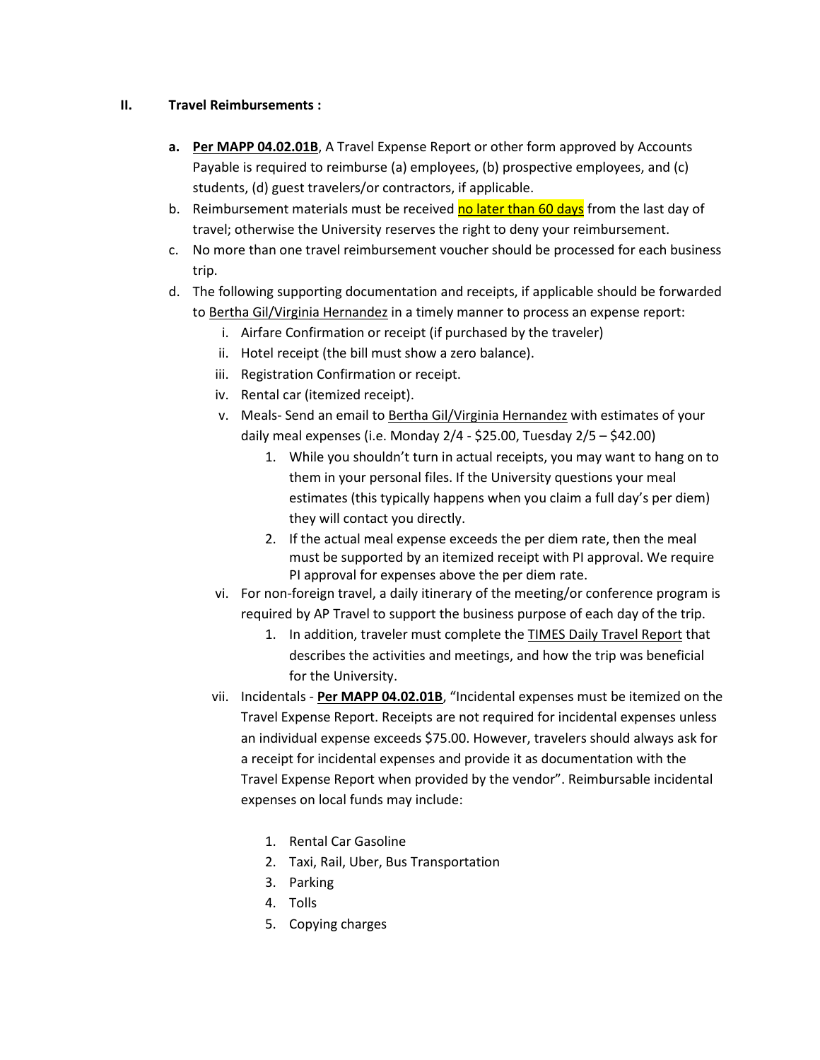## II. Travel Reimbursements :

a. **Per MAPP 04.02.01B**, A Travel Expense Report or other form approved by Accounts Payable is required to reimburse (a) employees, (b) prospective employees, and (c) students, (d) guest travelers/or contractors, if applicable.

b. Reimbursement materials must be received no later than 60 days from the last day of travel; otherwise the University reserves the right to deny your reimbursement.

c. No more than one travel reimbursement voucher should be processed for each business trip.

d. The following supporting documentation and receipts, if applicable should be forwarded to Bertha Gil/Virginia Hernandez in a timely manner to process an expense report:

   i. Airfare Confirmation or receipt (if purchased by the traveler)

   ii. Hotel receipt (the bill must show a zero balance).

   iii. Registration Confirmation or receipt.

   iv. Rental car (itemized receipt).

   v. Meals- Send an email to Bertha Gil/Virginia Hernandez with estimates of your daily meal expenses (i.e. Monday 2/4 - $25.00, Tuesday 2/5 – $42.00)

      1. While you shouldn't turn in actual receipts, you may want to hang on to them in your personal files. If the University questions your meal estimates (this typically happens when you claim a full day's per diem) they will contact you directly.
      2. If the actual meal expense exceeds the per diem rate, then the meal must be supported by an itemized receipt with PI approval. We require PI approval for expenses above the per diem rate.

   vi. For non-foreign travel, a daily itinerary of the meeting/or conference program is required by AP Travel to support the business purpose of each day of the trip.

      1. In addition, traveler must complete the TIMES Daily Travel Report that describes the activities and meetings, and how the trip was beneficial for the University.

   vii. Incidentals - **Per MAPP 04.02.01B**, "Incidental expenses must be itemized on the Travel Expense Report. Receipts are not required for incidental expenses unless an individual expense exceeds $75.00. However, travelers should always ask for a receipt for incidental expenses and provide it as documentation with the Travel Expense Report when provided by the vendor". Reimbursable incidental expenses on local funds may include:

      1. Rental Car Gasoline
      2. Taxi, Rail, Uber, Bus Transportation
      3. Parking
      4. Tolls
      5. Copying charges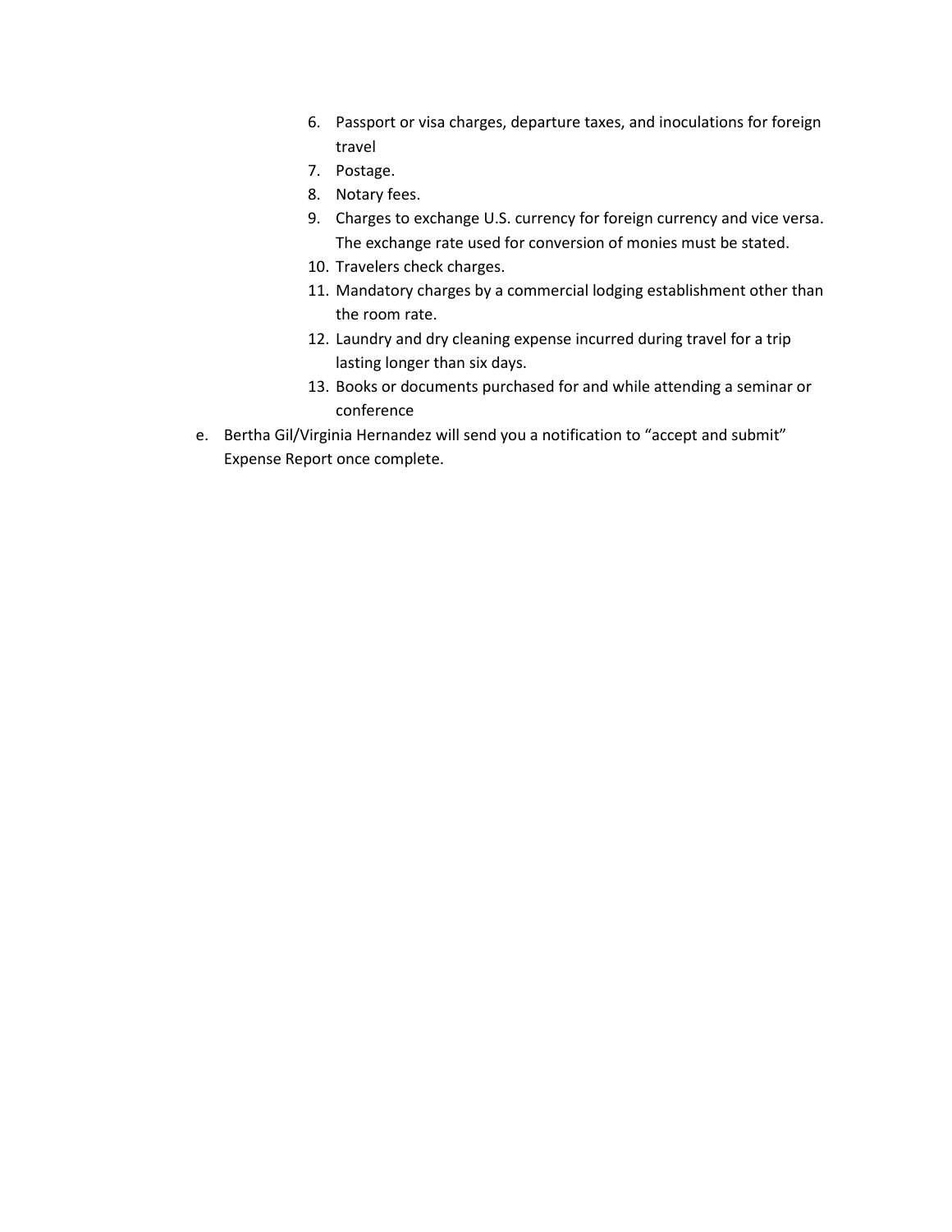6. Passport or visa charges, departure taxes, and inoculations for foreign travel
7. Postage.
8. Notary fees.
9. Charges to exchange U.S. currency for foreign currency and vice versa. The exchange rate used for conversion of monies must be stated.
10. Travelers check charges.
11. Mandatory charges by a commercial lodging establishment other than the room rate.
12. Laundry and dry cleaning expense incurred during travel for a trip lasting longer than six days.
13. Books or documents purchased for and while attending a seminar or conference

e. Bertha Gil/Virginia Hernandez will send you a notification to "accept and submit" Expense Report once complete.